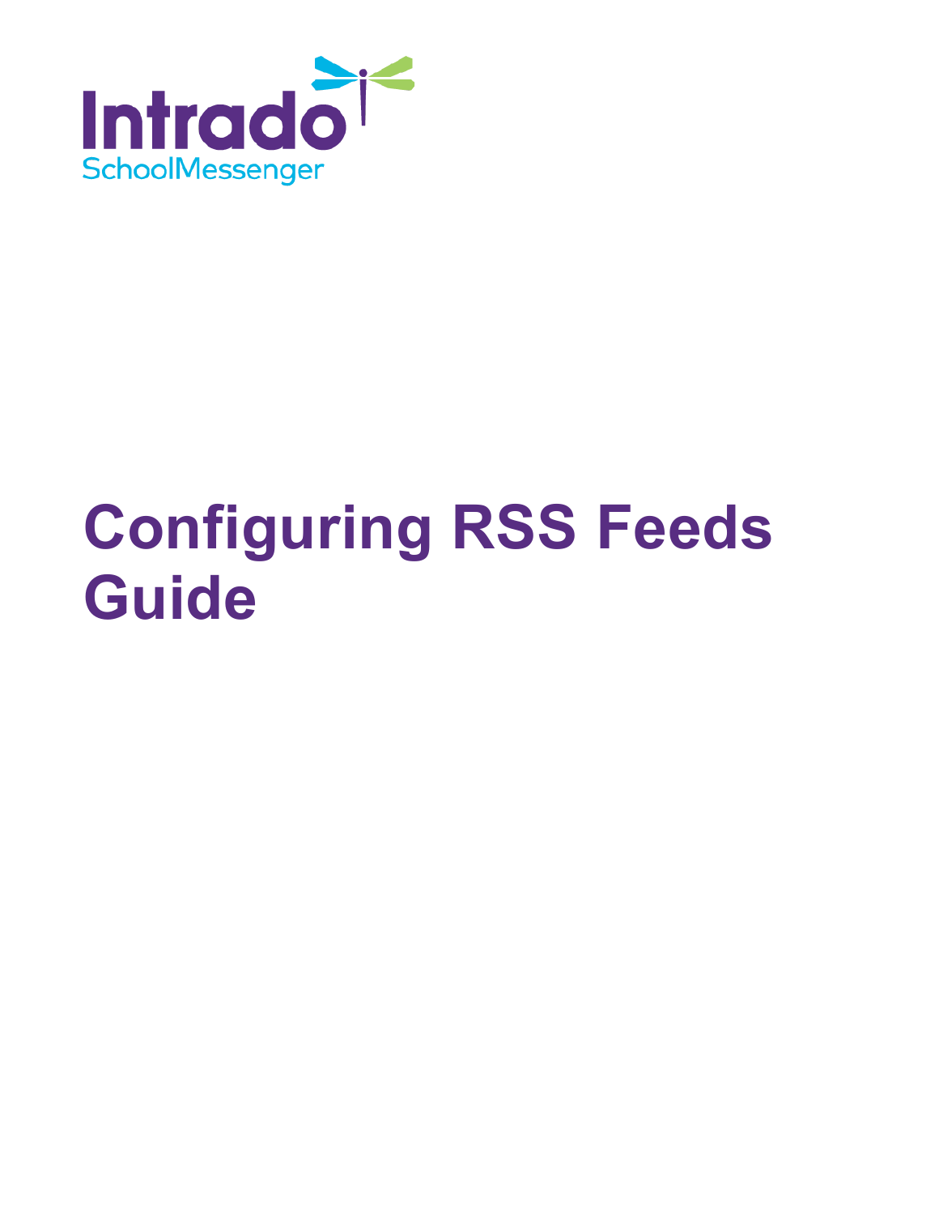Intrado

SchoolMessenger

# Configuring RSS Feeds Guide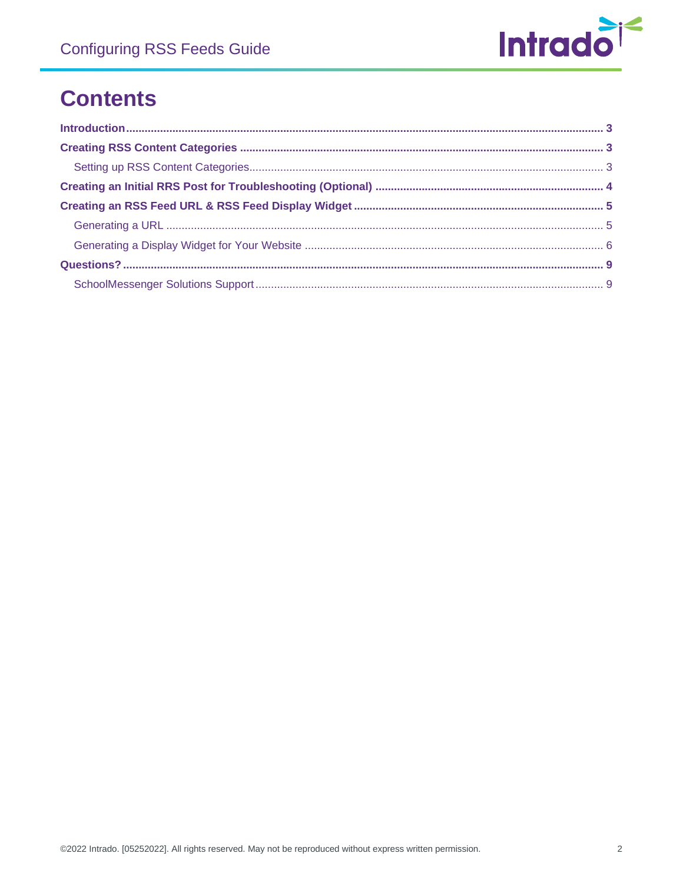# Contents

**Introduction** ........................................................................ 3

**Creating RSS Content Categories** ........................................................................ 3

- Setting up RSS Content Categories ........................................................................ 3

**Creating an Initial RRS Post for Troubleshooting (Optional)** ........................................................................ 4

**Creating an RSS Feed URL & RSS Feed Display Widget** ........................................................................ 5

- Generating a URL ........................................................................ 5
- Generating a Display Widget for Your Website ........................................................................ 6

**Questions?** ........................................................................ 9

- SchoolMessenger Solutions Support ........................................................................ 9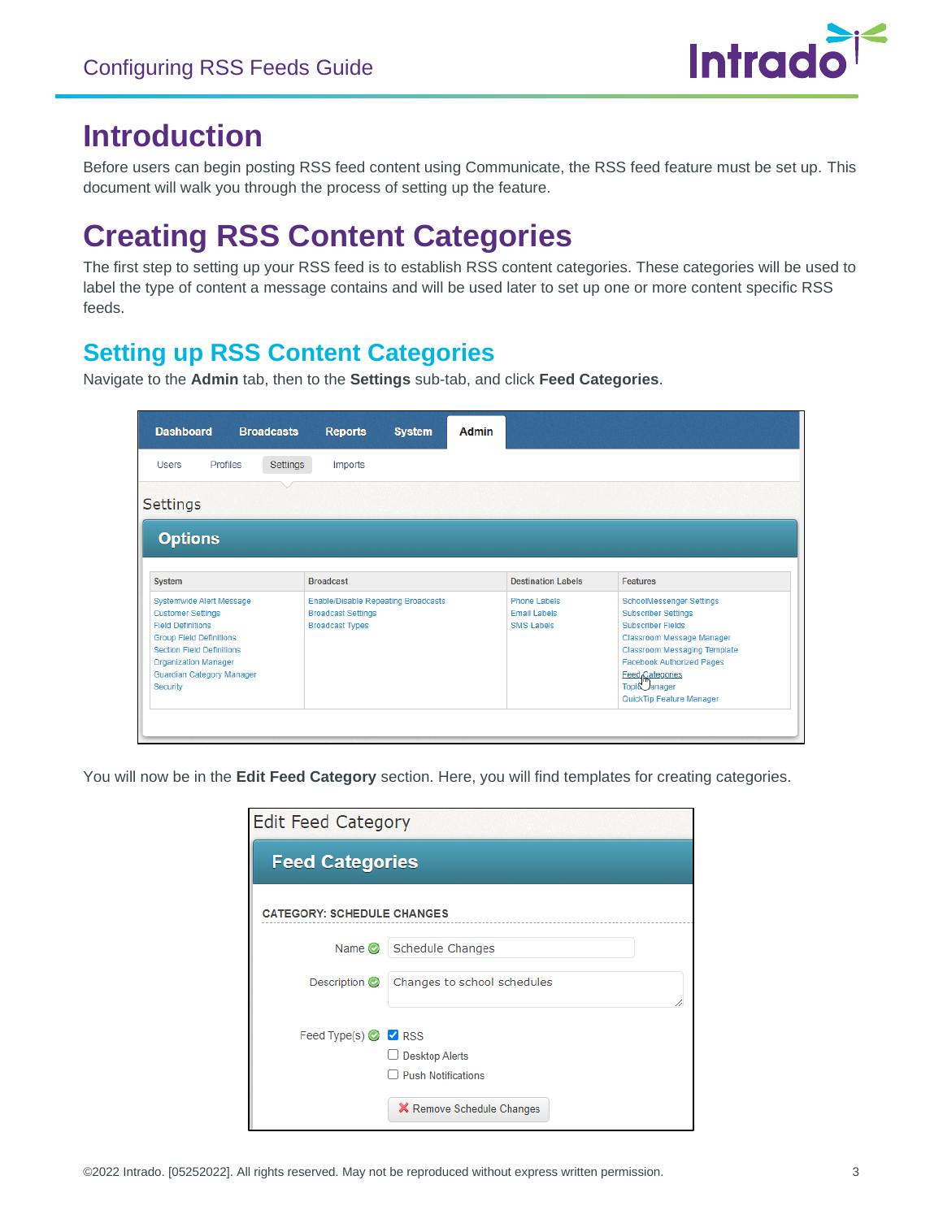# Introduction

Before users can begin posting RSS feed content using Communicate, the RSS feed feature must be set up. This document will walk you through the process of setting up the feature.

# Creating RSS Content Categories

The first step to setting up your RSS feed is to establish RSS content categories. These categories will be used to label the type of content a message contains and will be used later to set up one or more content specific RSS feeds.

## Setting up RSS Content Categories

Navigate to the **Admin** tab, then to the **Settings** sub-tab, and click **Feed Categories**.

You will now be in the **Edit Feed Category** section. Here, you will find templates for creating categories.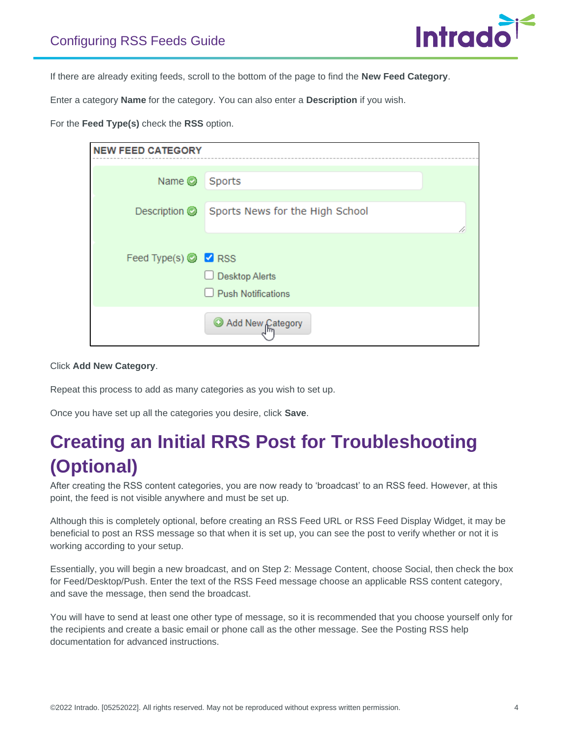If there are already exiting feeds, scroll to the bottom of the page to find the **New Feed Category**.

Enter a category **Name** for the category. You can also enter a **Description** if you wish.

For the **Feed Type(s)** check the **RSS** option.

Click **Add New Category**.

Repeat this process to add as many categories as you wish to set up.

Once you have set up all the categories you desire, click **Save**.

# Creating an Initial RRS Post for Troubleshooting (Optional)

After creating the RSS content categories, you are now ready to 'broadcast' to an RSS feed. However, at this point, the feed is not visible anywhere and must be set up.

Although this is completely optional, before creating an RSS Feed URL or RSS Feed Display Widget, it may be beneficial to post an RSS message so that when it is set up, you can see the post to verify whether or not it is working according to your setup.

Essentially, you will begin a new broadcast, and on Step 2: Message Content, choose Social, then check the box for Feed/Desktop/Push. Enter the text of the RSS Feed message choose an applicable RSS content category, and save the message, then send the broadcast.

You will have to send at least one other type of message, so it is recommended that you choose yourself only for the recipients and create a basic email or phone call as the other message. See the Posting RSS help documentation for advanced instructions.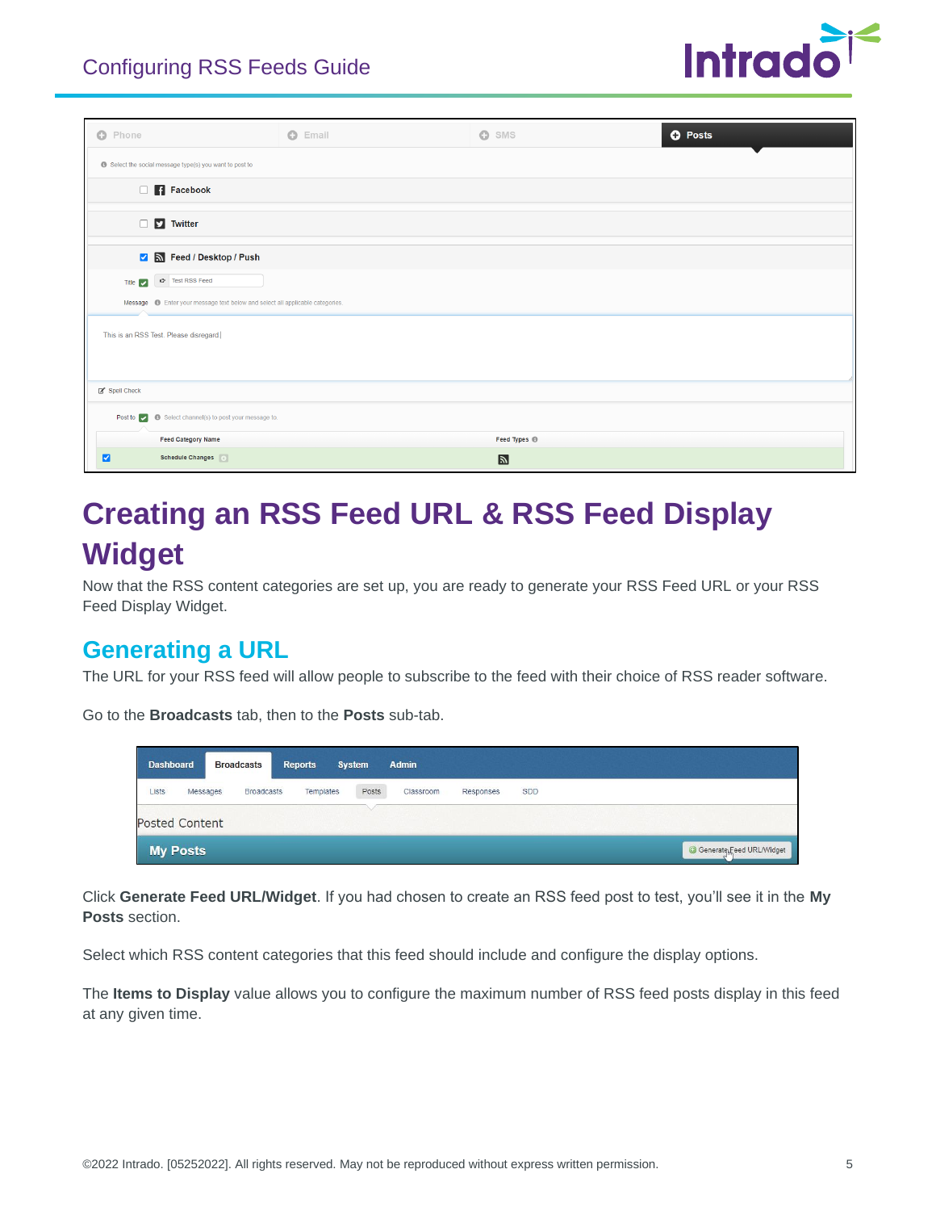# Creating an RSS Feed URL & RSS Feed Display Widget

Now that the RSS content categories are set up, you are ready to generate your RSS Feed URL or your RSS Feed Display Widget.

## Generating a URL

The URL for your RSS feed will allow people to subscribe to the feed with their choice of RSS reader software.

Go to the **Broadcasts** tab, then to the **Posts** sub-tab.

Click **Generate Feed URL/Widget**. If you had chosen to create an RSS feed post to test, you'll see it in the **My Posts** section.

Select which RSS content categories that this feed should include and configure the display options.

The **Items to Display** value allows you to configure the maximum number of RSS feed posts display in this feed at any given time.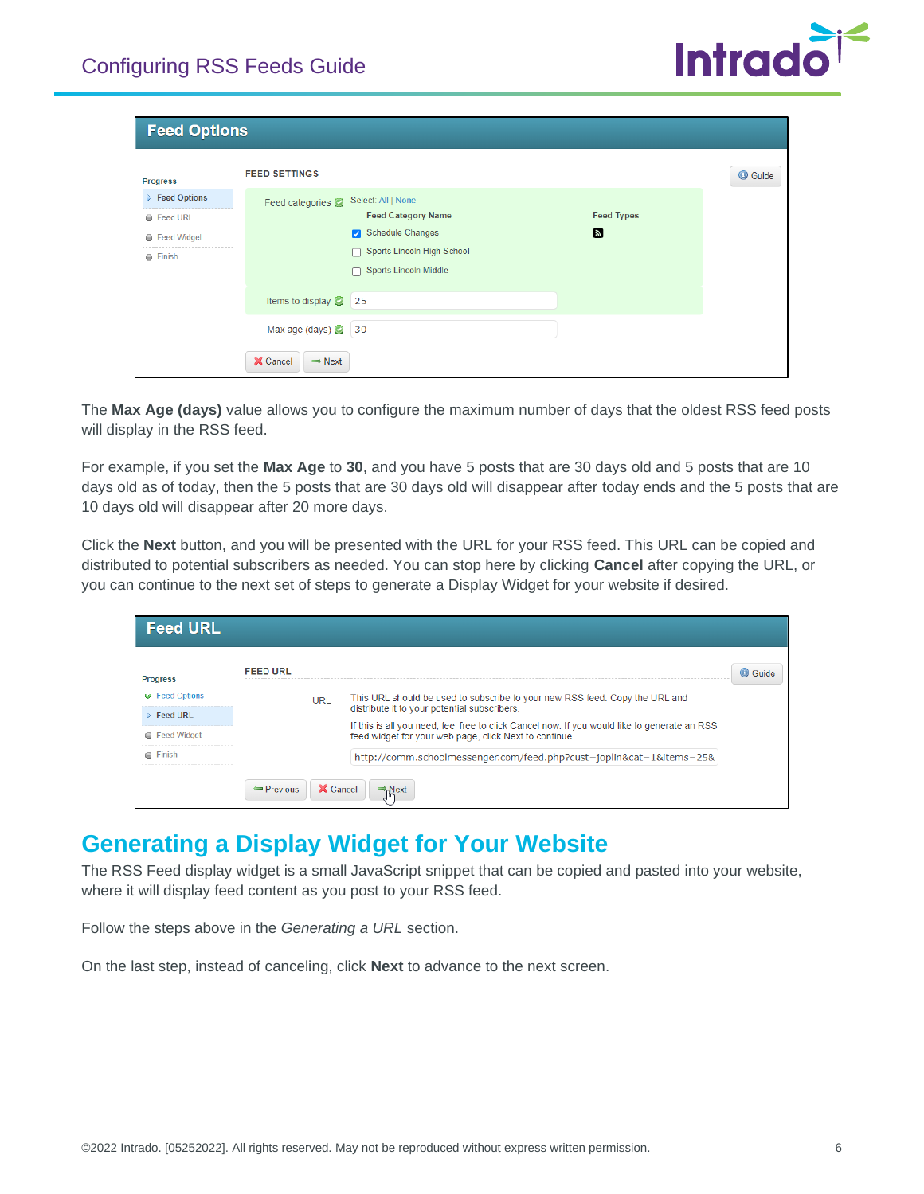The **Max Age (days)** value allows you to configure the maximum number of days that the oldest RSS feed posts will display in the RSS feed.

For example, if you set the **Max Age** to **30**, and you have 5 posts that are 30 days old and 5 posts that are 10 days old as of today, then the 5 posts that are 30 days old will disappear after today ends and the 5 posts that are 10 days old will disappear after 20 more days.

Click the **Next** button, and you will be presented with the URL for your RSS feed. This URL can be copied and distributed to potential subscribers as needed. You can stop here by clicking **Cancel** after copying the URL, or you can continue to the next set of steps to generate a Display Widget for your website if desired.

## Generating a Display Widget for Your Website

The RSS Feed display widget is a small JavaScript snippet that can be copied and pasted into your website, where it will display feed content as you post to your RSS feed.

Follow the steps above in the *Generating a URL* section.

On the last step, instead of canceling, click **Next** to advance to the next screen.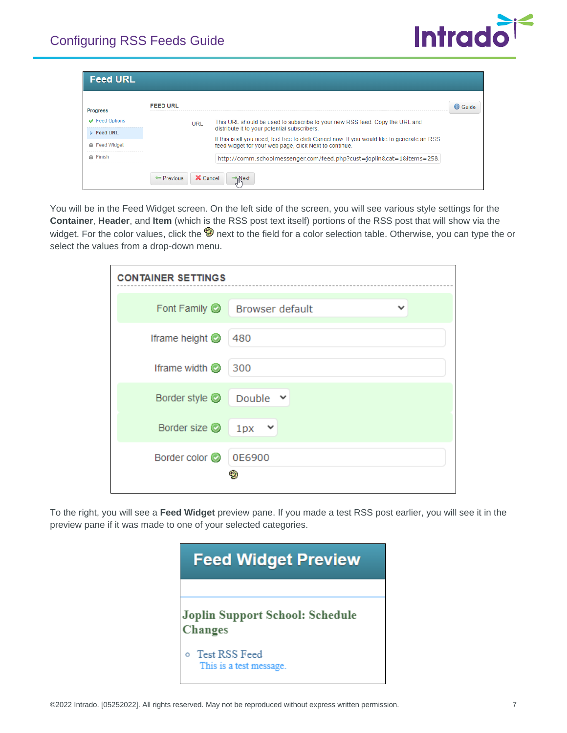You will be in the Feed Widget screen. On the left side of the screen, you will see various style settings for the **Container**, **Header**, and **Item** (which is the RSS post text itself) portions of the RSS post that will show via the widget. For the color values, click the next to the field for a color selection table. Otherwise, you can type the or select the values from a drop-down menu.

To the right, you will see a **Feed Widget** preview pane. If you made a test RSS post earlier, you will see it in the preview pane if it was made to one of your selected categories.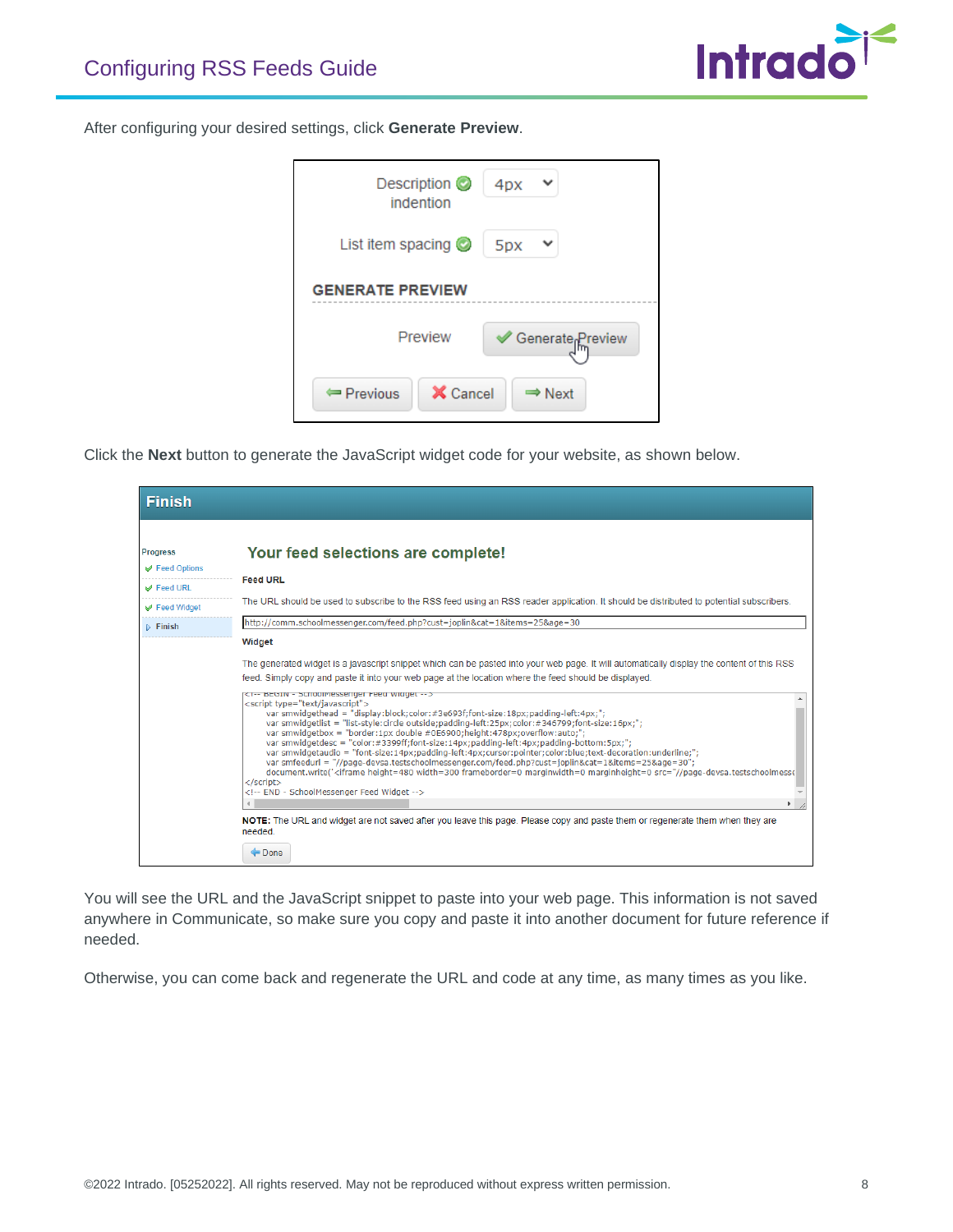After configuring your desired settings, click **Generate Preview**.

Click the **Next** button to generate the JavaScript widget code for your website, as shown below.

You will see the URL and the JavaScript snippet to paste into your web page. This information is not saved anywhere in Communicate, so make sure you copy and paste it into another document for future reference if needed.

Otherwise, you can come back and regenerate the URL and code at any time, as many times as you like.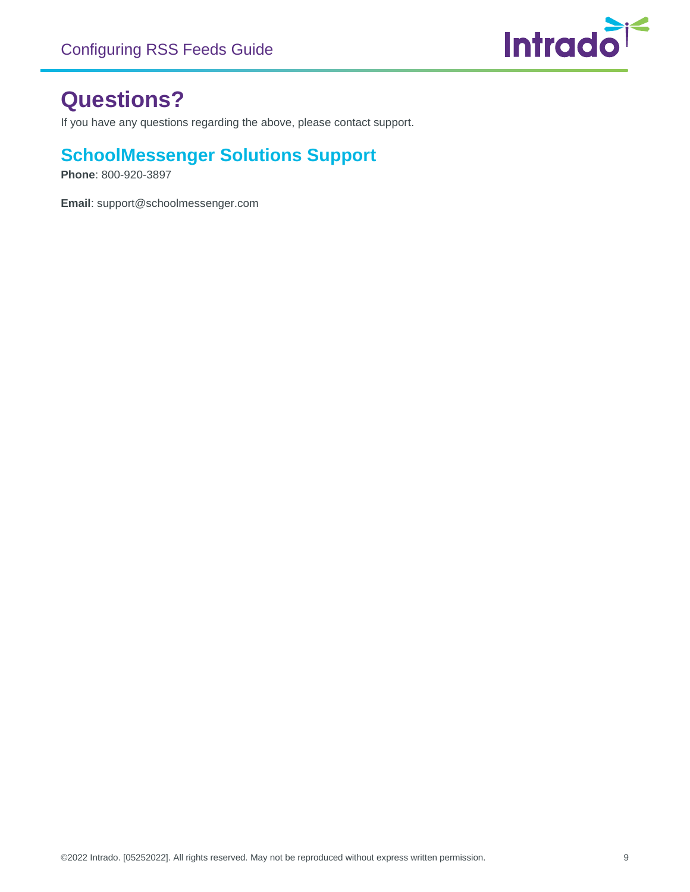# Questions?

If you have any questions regarding the above, please contact support.

## SchoolMessenger Solutions Support

**Phone**: 800-920-3897

**Email**: support@schoolmessenger.com